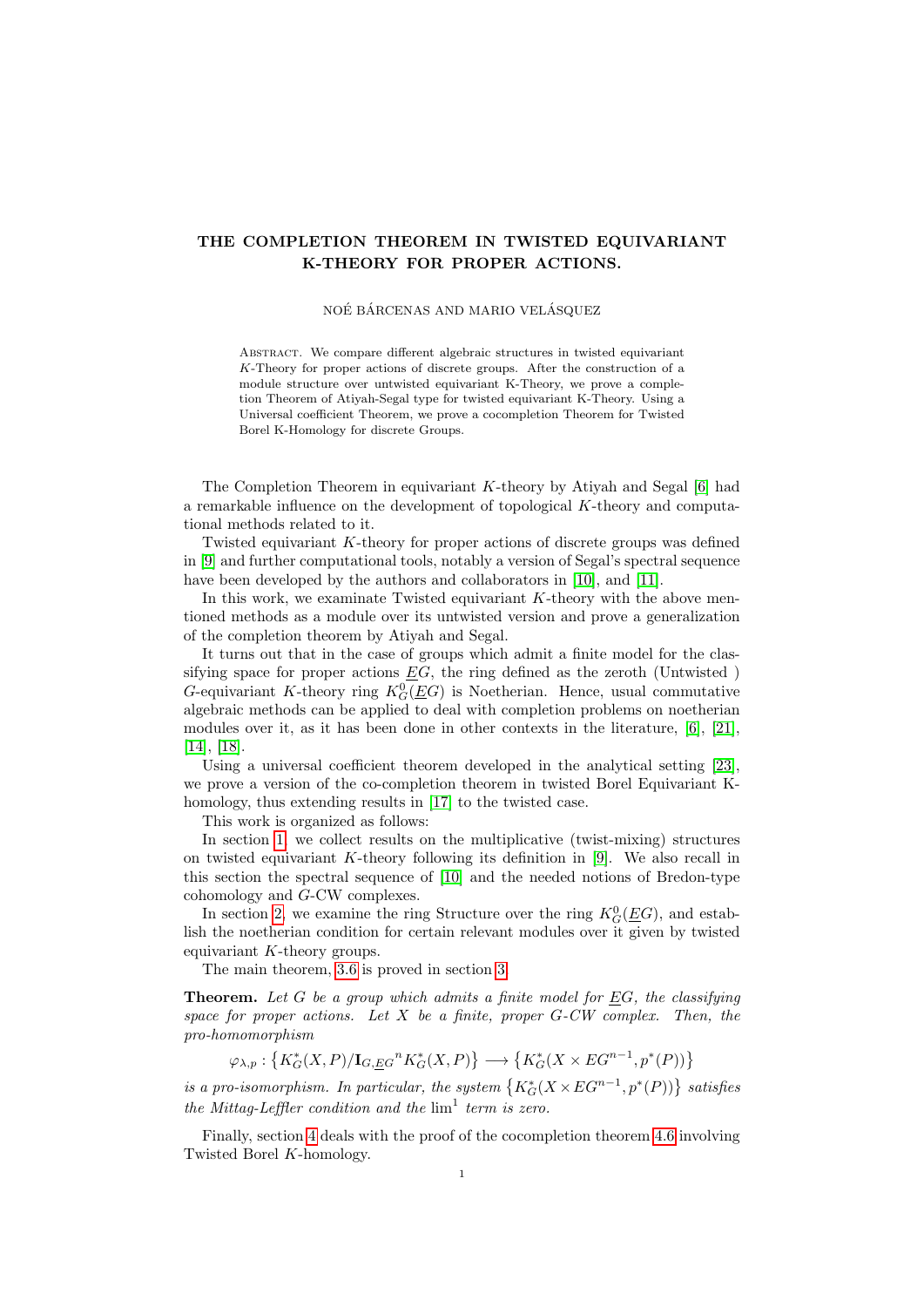# THE COMPLETION THEOREM IN TWISTED EQUIVARIANT K-THEORY FOR PROPER ACTIONS.

NOÉ BÁRCENAS AND MARIO VELÁSQUEZ

Abstract. We compare different algebraic structures in twisted equivariant $K$-Theory for proper actions of discrete groups. After the construction of a module structure over untwisted equivariant K-Theory, we prove a completion Theorem of Atiyah-Segal type for twisted equivariant K-Theory. Using a Universal coefficient Theorem, we prove a cocompletion Theorem for Twisted Borel K-Homology for discrete Groups.

The Completion Theorem in equivariant $K$-theory by Atiyah and Segal [6] had a remarkable influence on the development of topological $K$-theory and computational methods related to it.

Twisted equivariant $K$-theory for proper actions of discrete groups was defined in [9] and further computational tools, notably a version of Segal's spectral sequence have been developed by the authors and collaborators in [10], and [11].

In this work, we examinate Twisted equivariant $K$-theory with the above mentioned methods as a module over its untwisted version and prove a generalization of the completion theorem by Atiyah and Segal.

It turns out that in the case of groups which admit a finite model for the classifying space for proper actions $\underline{E}G$, the ring defined as the zeroth (Untwisted ) $G$-equivariant $K$-theory ring $K^0_G(\underline{E}G)$ is Noetherian. Hence, usual commutative algebraic methods can be applied to deal with completion problems on noetherian modules over it, as it has been done in other contexts in the literature, [6], [21], [14], [18].

Using a universal coefficient theorem developed in the analytical setting [23], we prove a version of the co-completion theorem in twisted Borel Equivariant K-homology, thus extending results in [17] to the twisted case.

This work is organized as follows:

In section 1, we collect results on the multiplicative (twist-mixing) structures on twisted equivariant $K$-theory following its definition in [9]. We also recall in this section the spectral sequence of [10] and the needed notions of Bredon-type cohomology and $G$-CW complexes.

In section 2, we examine the ring Structure over the ring $K^0_G(\underline{E}G)$, and establish the noetherian condition for certain relevant modules over it given by twisted equivariant $K$-theory groups.

The main theorem, 3.6 is proved in section 3.

**Theorem.** *Let $G$ be a group which admits a finite model for $\underline{E}G$, the classifying space for proper actions. Let $X$ be a finite, proper $G$-CW complex. Then, the pro-homomorphism*

$$\varphi_{\lambda,p} : \left\{ K^*_G(X, P)/{\mathbf{I}_{G,\underline{E}G}}^n K^*_G(X, P) \right\} \longrightarrow \left\{ K^*_G(X \times EG^{n-1}, p^*(P)) \right\}$$

*is a pro-isomorphism. In particular, the system $\left\{ K^*_G(X \times EG^{n-1}, p^*(P)) \right\}$ satisfies the Mittag-Leffler condition and the $\lim^1$ term is zero.*

Finally, section 4 deals with the proof of the cocompletion theorem 4.6 involving Twisted Borel $K$-homology.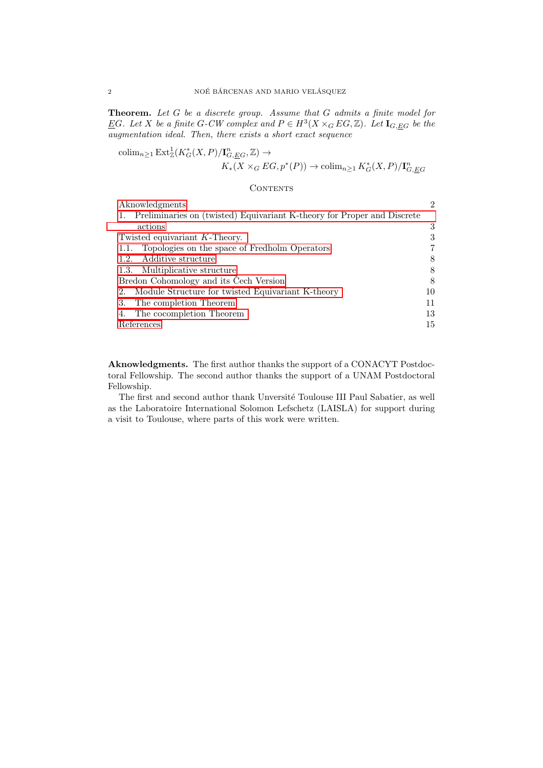**Theorem.** *Let $G$ be a discrete group. Assume that $G$ admits a finite model for $\underline{E}G$. Let $X$ be a finite $G$-CW complex and $P \in H^3(X \times_G EG, \mathbb{Z})$. Let $\mathbf{I}_{G,\underline{E}G}$ be the augmentation ideal. Then, there exists a short exact sequence*

$$\operatorname{colim}_{n \geq 1} \operatorname{Ext}^1_{\mathbb{Z}}(K^*_G(X,P)/\mathbf{I}^n_{G,\underline{E}G}, \mathbb{Z}) \to K_*(X \times_G EG, p^*(P)) \to \operatorname{colim}_{n \geq 1} K^*_G(X,P)/\mathbf{I}^n_{G,\underline{E}G}$$

## Contents

- Aknowledgments — 2
- 1. Preliminaries on (twisted) Equivariant K-theory for Proper and Discrete actions — 3
- Twisted equivariant $K$-Theory. — 3
- 1.1. Topologies on the space of Fredholm Operators — 7
- 1.2. Additive structure — 8
- 1.3. Multiplicative structure — 8
- Bredon Cohomology and its Čech Version — 8
- 2. Module Structure for twisted Equivariant K-theory — 10
- 3. The completion Theorem — 11
- 4. The cocompletion Theorem — 13
- References — 15

**Aknowledgments.** The first author thanks the support of a CONACYT Postdoctoral Fellowship. The second author thanks the support of a UNAM Postdoctoral Fellowship.

The first and second author thank Unversité Toulouse III Paul Sabatier, as well as the Laboratoire International Solomon Lefschetz (LAISLA) for support during a visit to Toulouse, where parts of this work were written.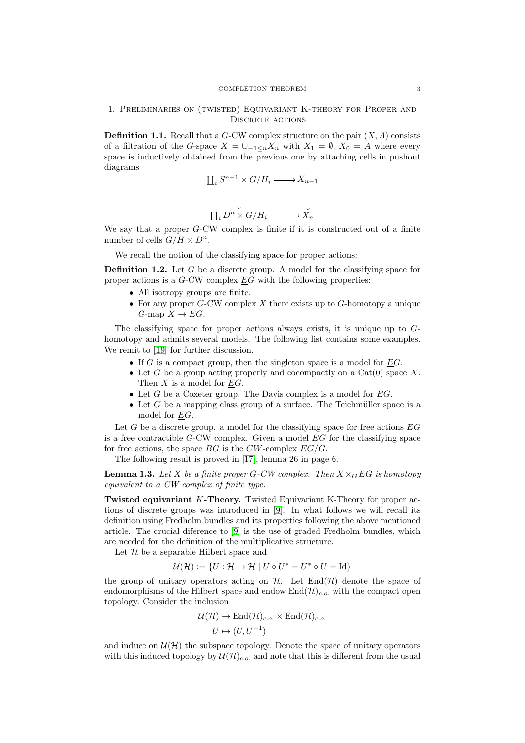## 1. Preliminaries on (twisted) Equivariant K-theory for Proper and Discrete actions

**Definition 1.1.** Recall that a $G$-CW complex structure on the pair $(X, A)$ consists of a filtration of the $G$-space $X = \cup_{-1 \leq n} X_n$ with $X_1 = \emptyset$, $X_0 = A$ where every space is inductively obtained from the previous one by attaching cells in pushout diagrams

$$\begin{array}{ccc} \coprod_i S^{n-1} \times G/H_i & \longrightarrow & X_{n-1} \\ \downarrow & & \downarrow \\ \coprod_i D^n \times G/H_i & \longrightarrow & X_n \end{array}$$

We say that a proper $G$-CW complex is finite if it is constructed out of a finite number of cells $G/H \times D^n$.

We recall the notion of the classifying space for proper actions:

**Definition 1.2.** Let $G$ be a discrete group. A model for the classifying space for proper actions is a $G$-CW complex $\underline{E}G$ with the following properties:

- All isotropy groups are finite.
- For any proper $G$-CW complex $X$ there exists up to $G$-homotopy a unique $G$-map $X \to \underline{E}G$.

The classifying space for proper actions always exists, it is unique up to $G$-homotopy and admits several models. The following list contains some examples. We remit to [19] for further discussion.

- If $G$ is a compact group, then the singleton space is a model for $\underline{E}G$.
- Let $G$ be a group acting properly and cocompactly on a Cat(0) space $X$. Then $X$ is a model for $\underline{E}G$.
- Let $G$ be a Coxeter group. The Davis complex is a model for $\underline{E}G$.
- Let $G$ be a mapping class group of a surface. The Teichmüller space is a model for $\underline{E}G$.

Let $G$ be a discrete group. a model for the classifying space for free actions $EG$ is a free contractible $G$-CW complex. Given a model $EG$ for the classifying space for free actions, the space $BG$ is the $CW$-complex $EG/G$.

The following result is proved in [17], lemma 26 in page 6.

**Lemma 1.3.** *Let $X$ be a finite proper $G$-CW complex. Then $X \times_G EG$ is homotopy equivalent to a CW complex of finite type.*

**Twisted equivariant $K$-Theory.** Twisted Equivariant K-Theory for proper actions of discrete groups was introduced in [9]. In what follows we will recall its definition using Fredholm bundles and its properties following the above mentioned article. The crucial diference to [9] is the use of graded Fredholm bundles, which are needed for the definition of the multiplicative structure.

Let $\mathcal{H}$ be a separable Hilbert space and

$$\mathcal{U}(\mathcal{H}) := \{U : \mathcal{H} \to \mathcal{H} \mid U \circ U^* = U^* \circ U = \mathrm{Id}\}$$

the group of unitary operators acting on $\mathcal{H}$. Let $\mathrm{End}(\mathcal{H})$ denote the space of endomorphisms of the Hilbert space and endow $\mathrm{End}(\mathcal{H})_{c.o.}$ with the compact open topology. Consider the inclusion

$$\mathcal{U}(\mathcal{H}) \to \mathrm{End}(\mathcal{H})_{c.o.} \times \mathrm{End}(\mathcal{H})_{c.o.}$$
$$U \mapsto (U, U^{-1})$$

and induce on $\mathcal{U}(\mathcal{H})$ the subspace topology. Denote the space of unitary operators with this induced topology by $\mathcal{U}(\mathcal{H})_{c.o.}$ and note that this is different from the usual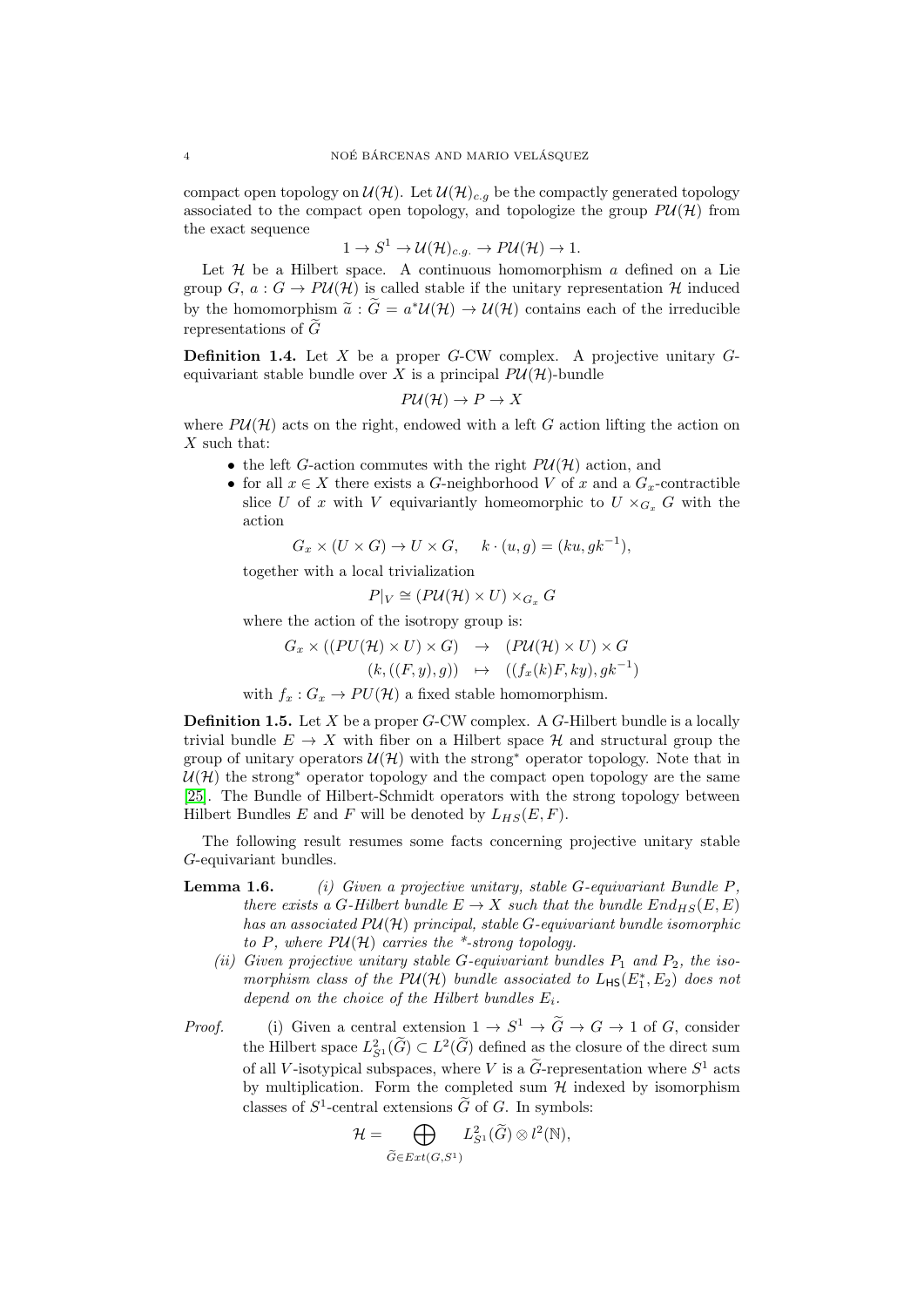compact open topology on $\mathcal{U}(\mathcal{H})$. Let $\mathcal{U}(\mathcal{H})_{c.g}$ be the compactly generated topology associated to the compact open topology, and topologize the group $P\mathcal{U}(\mathcal{H})$ from the exact sequence

$$1 \to S^1 \to \mathcal{U}(\mathcal{H})_{c.g.} \to P\mathcal{U}(\mathcal{H}) \to 1.$$

Let $\mathcal{H}$ be a Hilbert space. A continuous homomorphism $a$ defined on a Lie group $G$, $a : G \to P\mathcal{U}(\mathcal{H})$ is called stable if the unitary representation $\mathcal{H}$ induced by the homomorphism $\widetilde{a} : \widetilde{G} = a^*\mathcal{U}(\mathcal{H}) \to \mathcal{U}(\mathcal{H})$ contains each of the irreducible representations of $\widetilde{G}$

**Definition 1.4.** Let $X$ be a proper $G$-CW complex. A projective unitary $G$-equivariant stable bundle over $X$ is a principal $P\mathcal{U}(\mathcal{H})$-bundle

$$P\mathcal{U}(\mathcal{H}) \to P \to X$$

where $P\mathcal{U}(\mathcal{H})$ acts on the right, endowed with a left $G$ action lifting the action on $X$ such that:

- the left $G$-action commutes with the right $P\mathcal{U}(\mathcal{H})$ action, and
- for all $x \in X$ there exists a $G$-neighborhood $V$ of $x$ and a $G_x$-contractible slice $U$ of $x$ with $V$ equivariantly homeomorphic to $U \times_{G_x} G$ with the action

$$G_x \times (U \times G) \to U \times G, \quad k \cdot (u, g) = (ku, gk^{-1}),$$

together with a local trivialization

$$P|_V \cong (P\mathcal{U}(\mathcal{H}) \times U) \times_{G_x} G$$

where the action of the isotropy group is:

$$\begin{aligned} G_x \times ((PU(\mathcal{H}) \times U) \times G) &\to (P\mathcal{U}(\mathcal{H}) \times U) \times G \\ (k, ((F, y), g)) &\mapsto ((f_x(k)F, ky), gk^{-1}) \end{aligned}$$

with $f_x : G_x \to PU(\mathcal{H})$ a fixed stable homomorphism.

**Definition 1.5.** Let $X$ be a proper $G$-CW complex. A $G$-Hilbert bundle is a locally trivial bundle $E \to X$ with fiber on a Hilbert space $\mathcal{H}$ and structural group the group of unitary operators $\mathcal{U}(\mathcal{H})$ with the strong* operator topology. Note that in $\mathcal{U}(\mathcal{H})$ the strong* operator topology and the compact open topology are the same [25]. The Bundle of Hilbert-Schmidt operators with the strong topology between Hilbert Bundles $E$ and $F$ will be denoted by $L_{HS}(E, F)$.

The following result resumes some facts concerning projective unitary stable $G$-equivariant bundles.

**Lemma 1.6.** *(i) Given a projective unitary, stable $G$-equivariant Bundle $P$, there exists a $G$-Hilbert bundle $E \to X$ such that the bundle $End_{HS}(E, E)$ has an associated $P\mathcal{U}(\mathcal{H})$ principal, stable $G$-equivariant bundle isomorphic to $P$, where $P\mathcal{U}(\mathcal{H})$ carries the \*-strong topology.*

*(ii) Given projective unitary stable $G$-equivariant bundles $P_1$ and $P_2$, the isomorphism class of the $P\mathcal{U}(\mathcal{H})$ bundle associated to $L_{\mathsf{HS}}(E_1^*, E_2)$ does not depend on the choice of the Hilbert bundles $E_i$.*

*Proof.* (i) Given a central extension $1 \to S^1 \to \widetilde{G} \to G \to 1$ of $G$, consider the Hilbert space $L^2_{S^1}(\widetilde{G}) \subset L^2(\widetilde{G})$ defined as the closure of the direct sum of all $V$-isotypical subspaces, where $V$ is a $\widetilde{G}$-representation where $S^1$ acts by multiplication. Form the completed sum $\mathcal{H}$ indexed by isomorphism classes of $S^1$-central extensions $\widetilde{G}$ of $G$. In symbols:

$$\mathcal{H} = \bigoplus_{\widetilde{G} \in Ext(G, S^1)} L^2_{S^1}(\widetilde{G}) \otimes l^2(\mathbb{N}),$$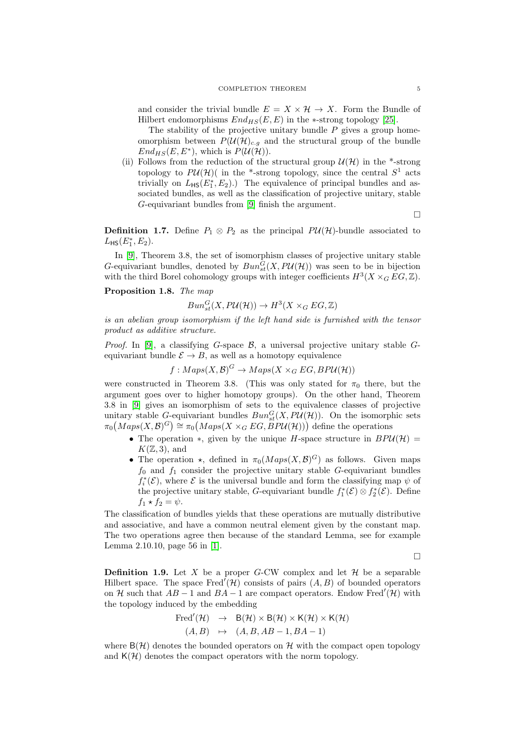and consider the trivial bundle $E = X \times \mathcal{H} \to X$. Form the Bundle of Hilbert endomorphisms $End_{HS}(E, E)$ in the $*$-strong topology [25].

The stability of the projective unitary bundle $P$ gives a group homeomorphism between $P(\mathcal{U}(\mathcal{H})_{c.g}$ and the structural group of the bundle $End_{HS}(E, E^*)$, which is $P(\mathcal{U}(\mathcal{H}))$.

(ii) Follows from the reduction of the structural group $\mathcal{U}(\mathcal{H})$ in the *-strong topology to $P\mathcal{U}(\mathcal{H})$( in the *-strong topology, since the central $S^1$ acts trivially on $L_{\mathsf{HS}}(E_1^*, E_2)$.) The equivalence of principal bundles and associated bundles, as well as the classification of projective unitary, stable $G$-equivariant bundles from [9] finish the argument.

□

**Definition 1.7.** Define $P_1 \otimes P_2$ as the principal $P\mathcal{U}(\mathcal{H})$-bundle associated to $L_{\mathsf{HS}}(E_1^*, E_2)$.

In [9], Theorem 3.8, the set of isomorphism classes of projective unitary stable $G$-equivariant bundles, denoted by $Bun_{st}^G(X, P\mathcal{U}(\mathcal{H}))$ was seen to be in bijection with the third Borel cohomology groups with integer coefficients $H^3(X \times_G EG, \mathbb{Z})$.

**Proposition 1.8.** *The map*

$$Bun_{st}^G(X, P\mathcal{U}(\mathcal{H})) \to H^3(X \times_G EG, \mathbb{Z})$$

*is an abelian group isomorphism if the left hand side is furnished with the tensor product as additive structure.*

*Proof.* In [9], a classifying $G$-space $\mathcal{B}$, a universal projective unitary stable $G$-equivariant bundle $\mathcal{E} \to B$, as well as a homotopy equivalence

$$f : Maps(X, \mathcal{B})^G \to Maps(X \times_G EG, BP\mathcal{U}(\mathcal{H}))$$

were constructed in Theorem 3.8. (This was only stated for $\pi_0$ there, but the argument goes over to higher homotopy groups). On the other hand, Theorem 3.8 in [9] gives an isomorphism of sets to the equivalence classes of projective unitary stable $G$-equivariant bundles $Bun_{st}^G(X, P\mathcal{U}(\mathcal{H}))$. On the isomorphic sets $\pi_0\big(Maps(X, \mathcal{B})^G\big) \cong \pi_0\big(Maps(X \times_G EG, BP\mathcal{U}(\mathcal{H}))\big)$ define the operations

- The operation $*$, given by the unique $H$-space structure in $BP\mathcal{U}(\mathcal{H}) = K(\mathbb{Z}, 3)$, and
- The operation $\star$, defined in $\pi_0(Maps(X, \mathcal{B})^G)$ as follows. Given maps $f_0$ and $f_1$ consider the projective unitary stable $G$-equivariant bundles $f_i^*(\mathcal{E})$, where $\mathcal{E}$ is the universal bundle and form the classifying map $\psi$ of the projective unitary stable, $G$-equivariant bundle $f_1^*(\mathcal{E}) \otimes f_2^*(\mathcal{E})$. Define $f_1 \star f_2 = \psi$.

The classification of bundles yields that these operations are mutually distributive and associative, and have a common neutral element given by the constant map. The two operations agree then because of the standard Lemma, see for example Lemma 2.10.10, page 56 in [1].

□

**Definition 1.9.** Let $X$ be a proper $G$-CW complex and let $\mathcal{H}$ be a separable Hilbert space. The space $\mathrm{Fred}'(\mathcal{H})$ consists of pairs $(A, B)$ of bounded operators on $\mathcal{H}$ such that $AB - 1$ and $BA - 1$ are compact operators. Endow $\mathrm{Fred}'(\mathcal{H})$ with the topology induced by the embedding

$$\begin{array}{rcl} \mathrm{Fred}'(\mathcal{H}) & \to & \mathsf{B}(\mathcal{H}) \times \mathsf{B}(\mathcal{H}) \times \mathsf{K}(\mathcal{H}) \times \mathsf{K}(\mathcal{H}) \\ (A, B) & \mapsto & (A, B, AB - 1, BA - 1) \end{array}$$

where $\mathsf{B}(\mathcal{H})$ denotes the bounded operators on $\mathcal{H}$ with the compact open topology and $\mathsf{K}(\mathcal{H})$ denotes the compact operators with the norm topology.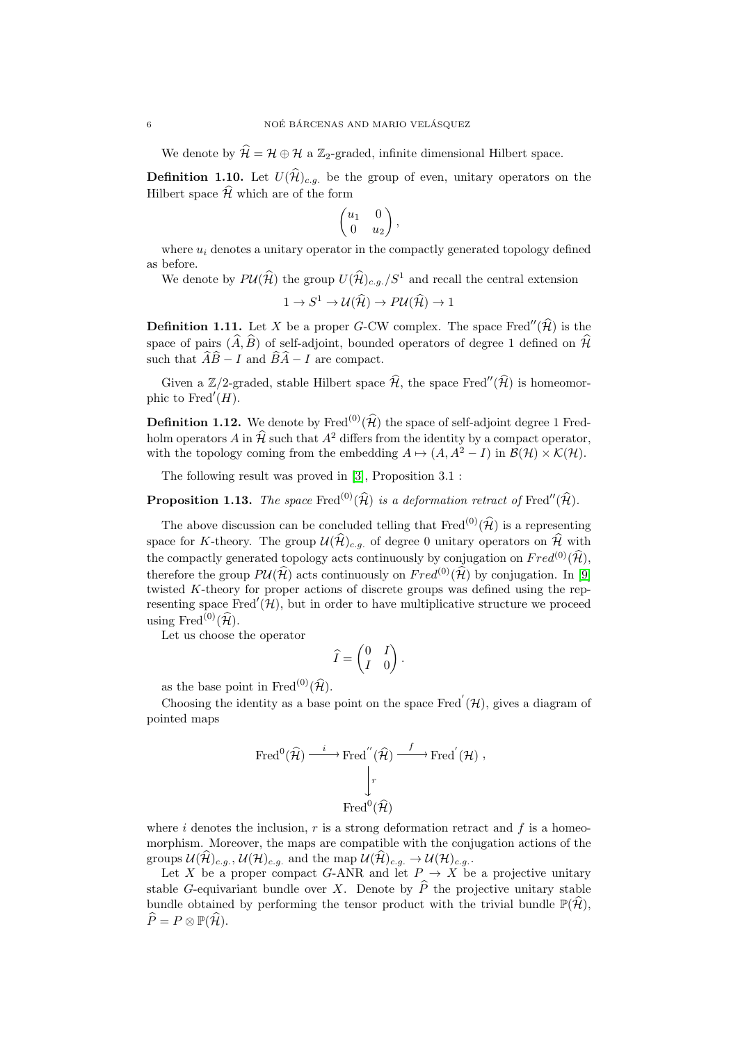We denote by $\widehat{\mathcal{H}} = \mathcal{H} \oplus \mathcal{H}$ a $\mathbb{Z}_2$-graded, infinite dimensional Hilbert space.

**Definition 1.10.** Let $U(\widehat{\mathcal{H}})_{c.g.}$ be the group of even, unitary operators on the Hilbert space $\widehat{\mathcal{H}}$ which are of the form

$$\begin{pmatrix} u_1 & 0 \\ 0 & u_2 \end{pmatrix},$$

where $u_i$ denotes a unitary operator in the compactly generated topology defined as before.

We denote by $P\mathcal{U}(\widehat{\mathcal{H}})$ the group $U(\widehat{\mathcal{H}})_{c.g.}/S^1$ and recall the central extension

$$1 \to S^1 \to \mathcal{U}(\widehat{\mathcal{H}}) \to P\mathcal{U}(\widehat{\mathcal{H}}) \to 1$$

**Definition 1.11.** Let $X$ be a proper $G$-CW complex. The space $\text{Fred}''(\widehat{\mathcal{H}})$ is the space of pairs $(\widehat{A}, \widehat{B})$ of self-adjoint, bounded operators of degree 1 defined on $\widehat{\mathcal{H}}$ such that $\widehat{A}\widehat{B} - I$ and $\widehat{B}\widehat{A} - I$ are compact.

Given a $\mathbb{Z}/2$-graded, stable Hilbert space $\widehat{\mathcal{H}}$, the space $\text{Fred}''(\widehat{\mathcal{H}})$ is homeomorphic to $\text{Fred}'(H)$.

**Definition 1.12.** We denote by $\text{Fred}^{(0)}(\widehat{\mathcal{H}})$ the space of self-adjoint degree 1 Fredholm operators $A$ in $\widehat{\mathcal{H}}$ such that $A^2$ differs from the identity by a compact operator, with the topology coming from the embedding $A \mapsto (A, A^2 - I)$ in $\mathcal{B}(\mathcal{H}) \times \mathcal{K}(\mathcal{H})$.

The following result was proved in [3], Proposition 3.1 :

**Proposition 1.13.** *The space* $\text{Fred}^{(0)}(\widehat{\mathcal{H}})$ *is a deformation retract of* $\text{Fred}''(\widehat{\mathcal{H}})$.

The above discussion can be concluded telling that $\text{Fred}^{(0)}(\widehat{\mathcal{H}})$ is a representing space for $K$-theory. The group $\mathcal{U}(\widehat{\mathcal{H}})_{c.g.}$ of degree 0 unitary operators on $\widehat{\mathcal{H}}$ with the compactly generated topology acts continuously by conjugation on $Fred^{(0)}(\widehat{\mathcal{H}})$, therefore the group $P\mathcal{U}(\widehat{\mathcal{H}})$ acts continuously on $Fred^{(0)}(\widehat{\mathcal{H}})$ by conjugation. In [9] twisted $K$-theory for proper actions of discrete groups was defined using the representing space $\text{Fred}'(\mathcal{H})$, but in order to have multiplicative structure we proceed using $\text{Fred}^{(0)}(\widehat{\mathcal{H}})$.

Let us choose the operator

$$\widehat{I} = \begin{pmatrix} 0 & I \\ I & 0 \end{pmatrix}.$$

as the base point in $\text{Fred}^{(0)}(\widehat{\mathcal{H}})$.

Choosing the identity as a base point on the space $\text{Fred}^{'}(\mathcal{H})$, gives a diagram of pointed maps

$$\begin{array}{ccc} \text{Fred}^0(\widehat{\mathcal{H}}) & \xrightarrow{i} & \text{Fred}^{''}(\widehat{\mathcal{H}}) & \xrightarrow{f} & \text{Fred}^{'}(\mathcal{H}) \, , \\ & & \Big\downarrow r & & \\ & & \text{Fred}^0(\widehat{\mathcal{H}}) & & \end{array}$$

where $i$ denotes the inclusion, $r$ is a strong deformation retract and $f$ is a homeomorphism. Moreover, the maps are compatible with the conjugation actions of the groups $\mathcal{U}(\widehat{\mathcal{H}})_{c.g.}, \mathcal{U}(\mathcal{H})_{c.g.}$ and the map $\mathcal{U}(\widehat{\mathcal{H}})_{c.g.} \to \mathcal{U}(\mathcal{H})_{c.g.}$.

Let $X$ be a proper compact $G$-ANR and let $P \to X$ be a projective unitary stable $G$-equivariant bundle over $X$. Denote by $\widehat{P}$ the projective unitary stable bundle obtained by performing the tensor product with the trivial bundle $\mathbb{P}(\widehat{\mathcal{H}})$, $\widehat{P} = P \otimes \mathbb{P}(\widehat{\mathcal{H}})$.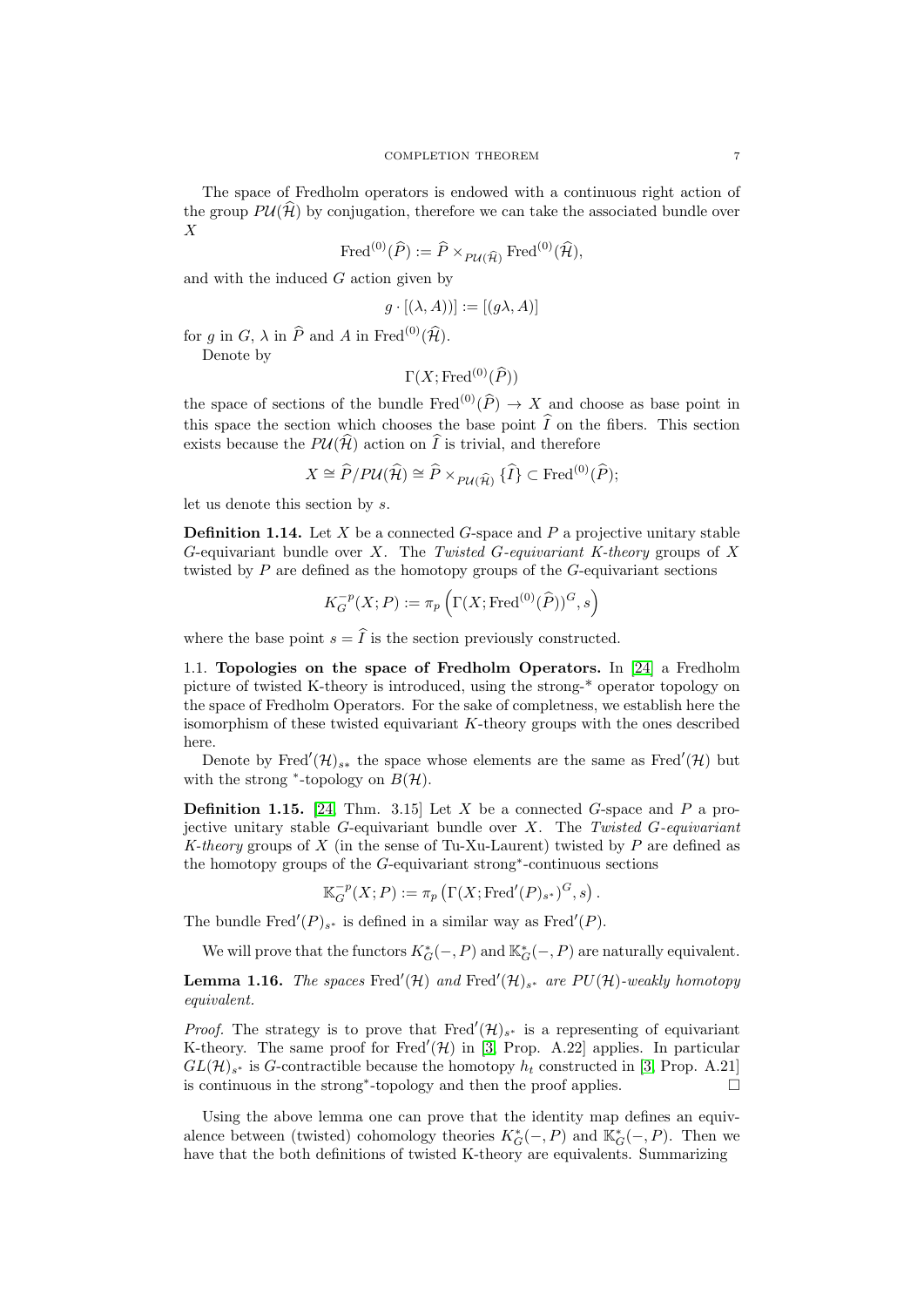The space of Fredholm operators is endowed with a continuous right action of the group $P\mathcal{U}(\widehat{\mathcal{H}})$ by conjugation, therefore we can take the associated bundle over $X$

$$\mathrm{Fred}^{(0)}(\widehat{P}) := \widehat{P} \times_{P\mathcal{U}(\widehat{\mathcal{H}})} \mathrm{Fred}^{(0)}(\widehat{\mathcal{H}}),$$

and with the induced $G$ action given by

$$g \cdot [(\lambda, A))] := [(g\lambda, A)]$$

for $g$ in $G$, $\lambda$ in $\widehat{P}$ and $A$ in $\mathrm{Fred}^{(0)}(\widehat{\mathcal{H}})$.

Denote by

$$\Gamma(X; \mathrm{Fred}^{(0)}(\widehat{P}))$$

the space of sections of the bundle $\mathrm{Fred}^{(0)}(\widehat{P}) \to X$ and choose as base point in this space the section which chooses the base point $\widehat{I}$ on the fibers. This section exists because the $P\mathcal{U}(\widehat{\mathcal{H}})$ action on $\widehat{I}$ is trivial, and therefore

$$X \cong \widehat{P}/P\mathcal{U}(\widehat{\mathcal{H}}) \cong \widehat{P} \times_{P\mathcal{U}(\widehat{\mathcal{H}})} \{\widehat{I}\} \subset \mathrm{Fred}^{(0)}(\widehat{P});$$

let us denote this section by $s$.

**Definition 1.14.** Let $X$ be a connected $G$-space and $P$ a projective unitary stable $G$-equivariant bundle over $X$. The *Twisted $G$-equivariant K-theory* groups of $X$ twisted by $P$ are defined as the homotopy groups of the $G$-equivariant sections

$$K_G^{-p}(X; P) := \pi_p \left( \Gamma(X; \mathrm{Fred}^{(0)}(\widehat{P}))^G, s \right)$$

where the base point $s = \widehat{I}$ is the section previously constructed.

1.1. **Topologies on the space of Fredholm Operators.** In [24] a Fredholm picture of twisted K-theory is introduced, using the strong-* operator topology on the space of Fredholm Operators. For the sake of completness, we establish here the isomorphism of these twisted equivariant $K$-theory groups with the ones described here.

Denote by $\mathrm{Fred}'(\mathcal{H})_{s*}$ the space whose elements are the same as $\mathrm{Fred}'(\mathcal{H})$ but with the strong $^*$-topology on $B(\mathcal{H})$.

**Definition 1.15.** [24, Thm. 3.15] Let $X$ be a connected $G$-space and $P$ a projective unitary stable $G$-equivariant bundle over $X$. The *Twisted $G$-equivariant K-theory* groups of $X$ (in the sense of Tu-Xu-Laurent) twisted by $P$ are defined as the homotopy groups of the $G$-equivariant strong$^*$-continuous sections

$$\mathbb{K}_G^{-p}(X; P) := \pi_p \left( \Gamma(X; \mathrm{Fred}'(P)_{s^*})^G, s \right).$$

The bundle $\mathrm{Fred}'(P)_{s^*}$ is defined in a similar way as $\mathrm{Fred}'(P)$.

We will prove that the functors $K_G^*(-, P)$ and $\mathbb{K}_G^*(-, P)$ are naturally equivalent.

**Lemma 1.16.** *The spaces $\mathrm{Fred}'(\mathcal{H})$ and $\mathrm{Fred}'(\mathcal{H})_{s^*}$ are $PU(\mathcal{H})$-weakly homotopy equivalent.*

*Proof.* The strategy is to prove that $\mathrm{Fred}'(\mathcal{H})_{s^*}$ is a representing of equivariant K-theory. The same proof for $\mathrm{Fred}'(\mathcal{H})$ in [3, Prop. A.22] applies. In particular $GL(\mathcal{H})_{s^*}$ is $G$-contractible because the homotopy $h_t$ constructed in [3, Prop. A.21] is continuous in the strong$^*$-topology and then the proof applies. $\square$

Using the above lemma one can prove that the identity map defines an equivalence between (twisted) cohomology theories $K_G^*(-, P)$ and $\mathbb{K}_G^*(-, P)$. Then we have that the both definitions of twisted K-theory are equivalents. Summarizing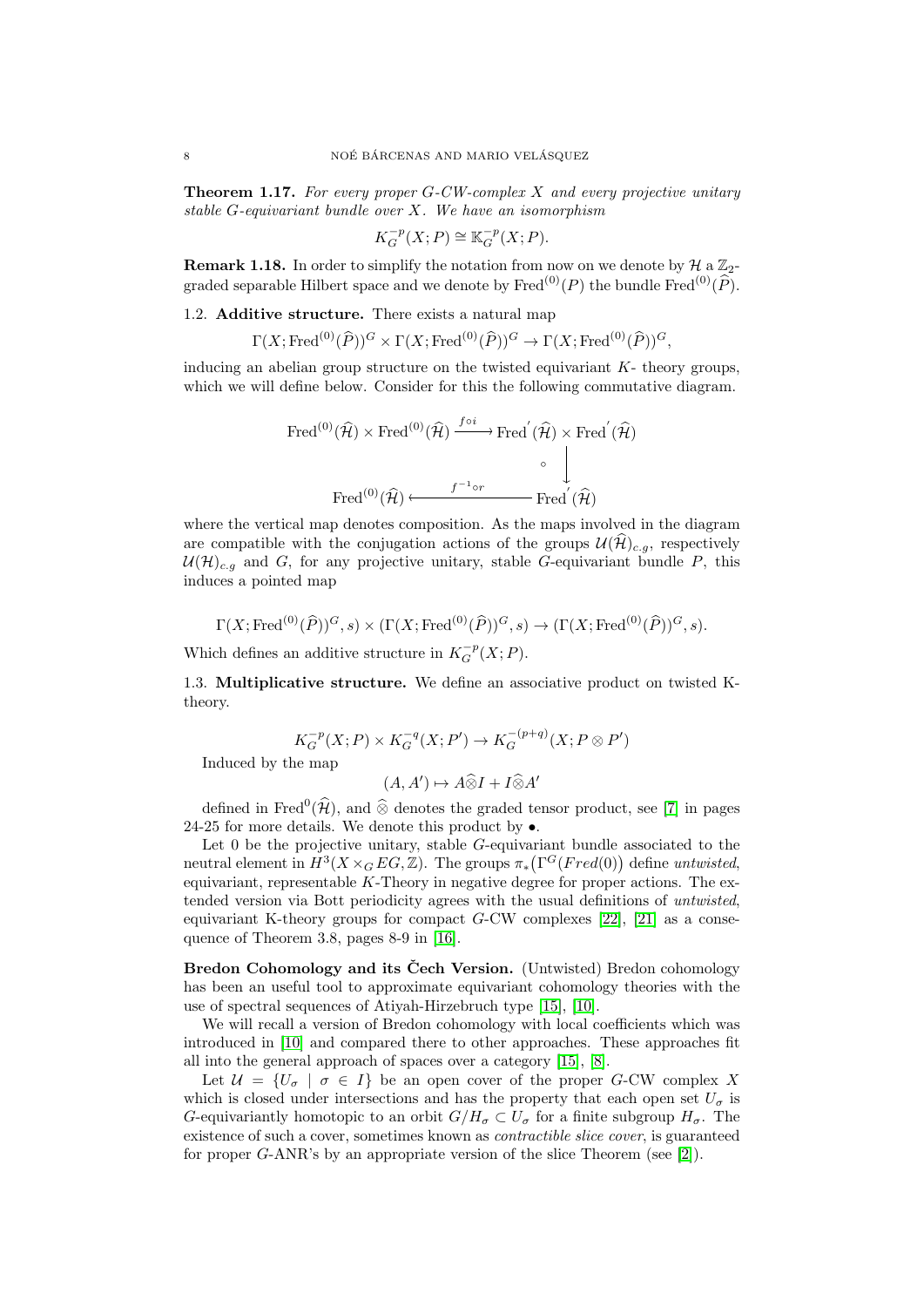**Theorem 1.17.** *For every proper G-CW-complex X and every projective unitary stable G-equivariant bundle over X. We have an isomorphism*

$$K_G^{-p}(X;P) \cong \mathbb{K}_G^{-p}(X;P).$$

**Remark 1.18.** In order to simplify the notation from now on we denote by $\mathcal{H}$ a $\mathbb{Z}_2$-graded separable Hilbert space and we denote by $\mathrm{Fred}^{(0)}(P)$ the bundle $\mathrm{Fred}^{(0)}(\widehat{P})$.

1.2. **Additive structure.** There exists a natural map

$$\Gamma(X;\mathrm{Fred}^{(0)}(\widehat{P}))^G \times \Gamma(X;\mathrm{Fred}^{(0)}(\widehat{P}))^G \to \Gamma(X;\mathrm{Fred}^{(0)}(\widehat{P}))^G,$$

inducing an abelian group structure on the twisted equivariant $K$- theory groups, which we will define below. Consider for this the following commutative diagram.

$$\begin{array}{ccc} \mathrm{Fred}^{(0)}(\widehat{\mathcal{H}}) \times \mathrm{Fred}^{(0)}(\widehat{\mathcal{H}}) & \xrightarrow{f\circ i} & \mathrm{Fred}^{'}(\widehat{\mathcal{H}}) \times \mathrm{Fred}^{'}(\widehat{\mathcal{H}}) \\ & & \circ \Big\downarrow \\ \mathrm{Fred}^{(0)}(\widehat{\mathcal{H}}) & \xleftarrow{f^{-1}\circ r} & \mathrm{Fred}^{'}(\widehat{\mathcal{H}}) \end{array}$$

where the vertical map denotes composition. As the maps involved in the diagram are compatible with the conjugation actions of the groups $\mathcal{U}(\widehat{\mathcal{H}})_{c.g}$, respectively $\mathcal{U}(\mathcal{H})_{c.g}$ and $G$, for any projective unitary, stable $G$-equivariant bundle $P$, this induces a pointed map

$$\Gamma(X;\mathrm{Fred}^{(0)}(\widehat{P}))^G, s) \times (\Gamma(X;\mathrm{Fred}^{(0)}(\widehat{P}))^G, s) \to (\Gamma(X;\mathrm{Fred}^{(0)}(\widehat{P}))^G, s).$$

Which defines an additive structure in $K_G^{-p}(X;P)$.

1.3. **Multiplicative structure.** We define an associative product on twisted K-theory.

$$K_G^{-p}(X;P) \times K_G^{-q}(X;P') \to K_G^{-(p+q)}(X;P\otimes P')$$

Induced by the map

$$(A,A') \mapsto A\widehat{\otimes} I + I\widehat{\otimes} A'$$

defined in $\mathrm{Fred}^0(\widehat{\mathcal{H}})$, and $\widehat{\otimes}$ denotes the graded tensor product, see [7] in pages 24-25 for more details. We denote this product by $\bullet$.

Let 0 be the projective unitary, stable $G$-equivariant bundle associated to the neutral element in $H^3(X\times_G EG,\mathbb{Z})$. The groups $\pi_*\big(\Gamma^G(Fred(0)\big)$ define *untwisted*, equivariant, representable $K$-Theory in negative degree for proper actions. The extended version via Bott periodicity agrees with the usual definitions of *untwisted*, equivariant K-theory groups for compact $G$-CW complexes [22], [21] as a consequence of Theorem 3.8, pages 8-9 in [16].

**Bredon Cohomology and its Čech Version.** (Untwisted) Bredon cohomology has been an useful tool to approximate equivariant cohomology theories with the use of spectral sequences of Atiyah-Hirzebruch type [15], [10].

We will recall a version of Bredon cohomology with local coefficients which was introduced in [10] and compared there to other approaches. These approaches fit all into the general approach of spaces over a category [15], [8].

Let $\mathcal{U} = \{U_\sigma \mid \sigma \in I\}$ be an open cover of the proper $G$-CW complex $X$ which is closed under intersections and has the property that each open set $U_\sigma$ is $G$-equivariantly homotopic to an orbit $G/H_\sigma \subset U_\sigma$ for a finite subgroup $H_\sigma$. The existence of such a cover, sometimes known as *contractible slice cover*, is guaranteed for proper $G$-ANR's by an appropriate version of the slice Theorem (see [2]).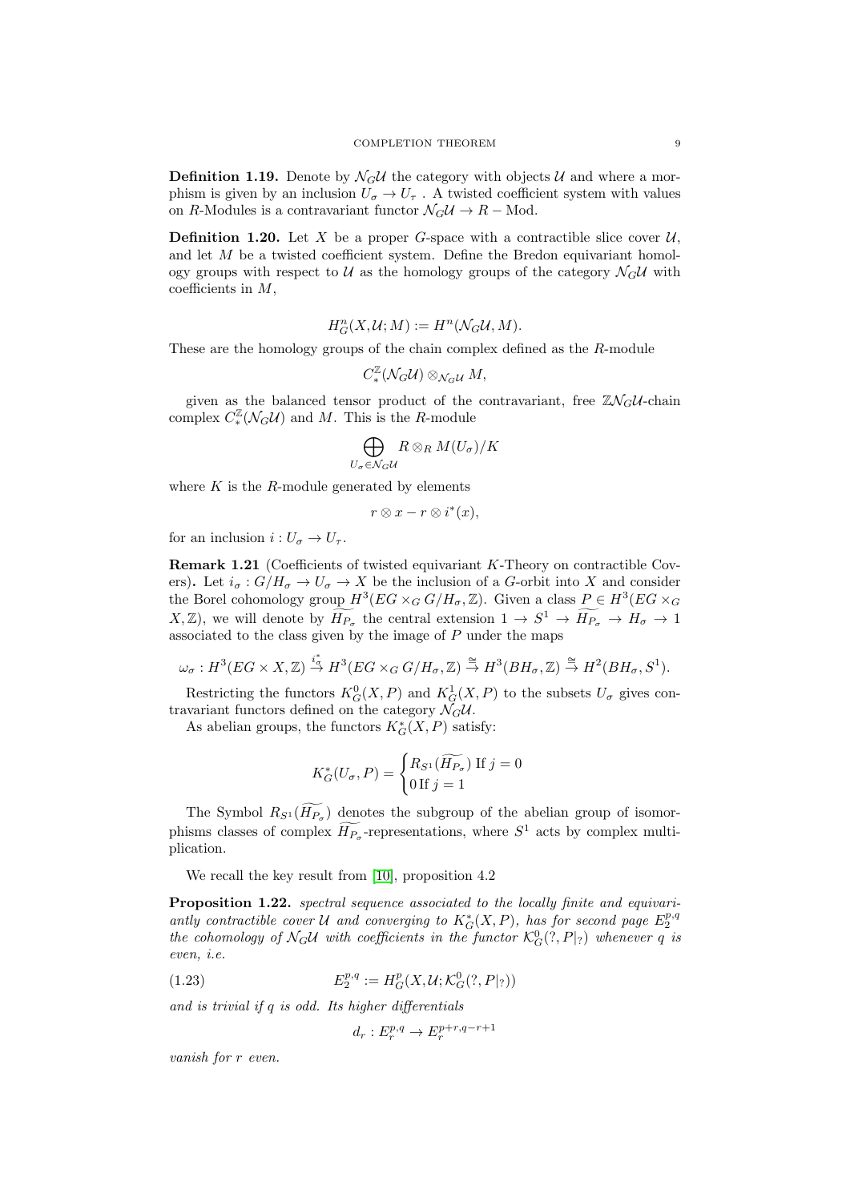**Definition 1.19.** Denote by $\mathcal{N}_G\mathcal{U}$ the category with objects $\mathcal{U}$ and where a morphism is given by an inclusion $U_\sigma \to U_\tau$ . A twisted coefficient system with values on $R$-Modules is a contravariant functor $\mathcal{N}_G\mathcal{U} \to R-\text{Mod}$.

**Definition 1.20.** Let $X$ be a proper $G$-space with a contractible slice cover $\mathcal{U}$, and let $M$ be a twisted coefficient system. Define the Bredon equivariant homology groups with respect to $\mathcal{U}$ as the homology groups of the category $\mathcal{N}_G\mathcal{U}$ with coefficients in $M$,

$$H^n_G(X, \mathcal{U}; M) := H^n(\mathcal{N}_G\mathcal{U}, M).$$

These are the homology groups of the chain complex defined as the $R$-module

$$C^{\mathbb{Z}}_*(\mathcal{N}_G\mathcal{U}) \otimes_{\mathcal{N}_G\mathcal{U}} M,$$

given as the balanced tensor product of the contravariant, free $\mathbb{Z}\mathcal{N}_G\mathcal{U}$-chain complex $C^{\mathbb{Z}}_*(\mathcal{N}_G\mathcal{U})$ and $M$. This is the $R$-module

$$\bigoplus_{U_\sigma \in \mathcal{N}_G\mathcal{U}} R \otimes_R M(U_\sigma)/K$$

where $K$ is the $R$-module generated by elements

$$r \otimes x - r \otimes i^*(x),$$

for an inclusion $i : U_\sigma \to U_\tau$.

**Remark 1.21** (Coefficients of twisted equivariant $K$-Theory on contractible Covers)**.** Let $i_\sigma : G/H_\sigma \to U_\sigma \to X$ be the inclusion of a $G$-orbit into $X$ and consider the Borel cohomology group $H^3(EG \times_G G/H_\sigma, \mathbb{Z})$. Given a class $P \in H^3(EG \times_G X, \mathbb{Z})$, we will denote by $\widetilde{H_{P_\sigma}}$ the central extension $1 \to S^1 \to \widetilde{H_{P_\sigma}} \to H_\sigma \to 1$ associated to the class given by the image of $P$ under the maps

$$\omega_\sigma : H^3(EG \times X, \mathbb{Z}) \xrightarrow{i^*_\sigma} H^3(EG \times_G G/H_\sigma, \mathbb{Z}) \xrightarrow{\cong} H^3(BH_\sigma, \mathbb{Z}) \xrightarrow{\cong} H^2(BH_\sigma, S^1).$$

Restricting the functors $K^0_G(X, P)$ and $K^1_G(X, P)$ to the subsets $U_\sigma$ gives contravariant functors defined on the category $\mathcal{N}_G\mathcal{U}$.

As abelian groups, the functors $K^*_G(X, P)$ satisfy:

$$K^*_G(U_\sigma, P) = \begin{cases} R_{S^1}(\widetilde{H_{P_\sigma}}) \text{ If } j = 0 \\ 0 \text{ If } j = 1 \end{cases}$$

The Symbol $R_{S^1}(\widetilde{H_{P_\sigma}})$ denotes the subgroup of the abelian group of isomorphisms classes of complex $\widetilde{H_{P_\sigma}}$-representations, where $S^1$ acts by complex multiplication.

We recall the key result from [10], proposition 4.2

**Proposition 1.22.** *spectral sequence associated to the locally finite and equivariantly contractible cover $\mathcal{U}$ and converging to $K^*_G(X, P)$, has for second page $E^{p,q}_2$ the cohomology of $\mathcal{N}_G\mathcal{U}$ with coefficients in the functor $\mathcal{K}^0_G(?, P|_?)$ whenever $q$ is even, i.e.*

$$E^{p,q}_2 := H^p_G(X, \mathcal{U}; \mathcal{K}^0_G(?, P|_?)) \tag{1.23}$$

*and is trivial if $q$ is odd. Its higher differentials*

$$d_r : E^{p,q}_r \to E^{p+r,q-r+1}_r$$

*vanish for $r$ even.*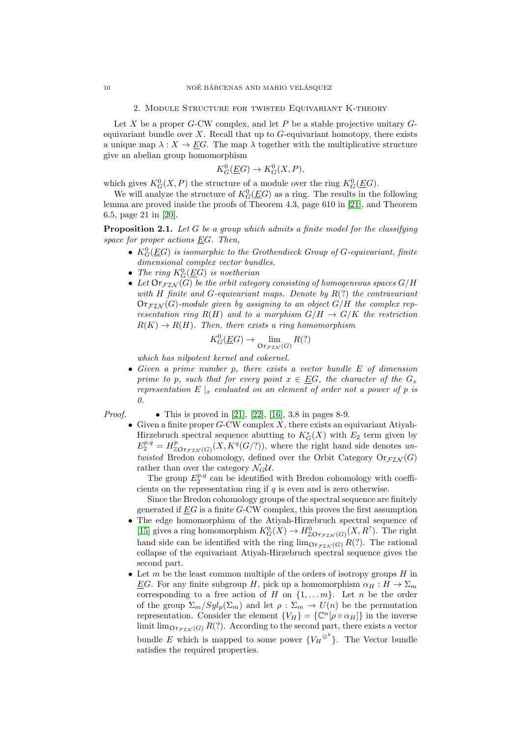## 2. Module Structure for twisted Equivariant K-theory

Let $X$ be a proper $G$-CW complex, and let $P$ be a stable projective unitary $G$-equivariant bundle over $X$. Recall that up to $G$-equivariant homotopy, there exists a unique map $\lambda : X \to \underline{E}G$. The map $\lambda$ together with the multiplicative structure give an abelian group homomorphism

$$K_G^0(\underline{E}G) \to K_G^0(X, P),$$

which gives $K_G^0(X, P)$ the structure of a module over the ring $K_G^0(\underline{E}G)$.

We will analyze the structure of $K_G^0(\underline{E}G)$ as a ring. The results in the following lemma are proved inside the proofs of Theorem 4.3, page 610 in [21], and Theorem 6.5, page 21 in [20].

**Proposition 2.1.** *Let $G$ be a group which admits a finite model for the classifying space for proper actions $\underline{E}G$. Then,*

- *$K_G^0(\underline{E}G)$ is isomorphic to the Grothendieck Group of $G$-equivariant, finite dimensional complex vector bundles.*
- *The ring $K_G^0(\underline{E}G)$ is noetherian*
- *Let $\mathsf{Or}_{\mathcal{FIN}}(G)$ be the orbit category consisting of homogeneous spaces $G/H$ with $H$ finite and $G$-equivariant maps. Denote by $R(?)$ the contravariant $\mathsf{Or}_{\mathcal{FIN}}(G)$-module given by assigning to an object $G/H$ the complex representation ring $R(H)$ and to a morphism $G/H \to G/K$ the restriction $R(K) \to R(H)$. Then, there exists a ring homomorphism*

$$K_G^0(\underline{E}G) \to \lim_{\mathsf{Or}_{\mathcal{FIN}}(G)} R(?)$$

*which has nilpotent kernel and cokernel.*

- *Given a prime number $p$, there exists a vector bundle $E$ of dimension prime to $p$, such that for every point $x \in \underline{E}G$, the character of the $G_x$ representation $E\mid_x$ evaluated on an element of order not a power of $p$ is $0$.*

*Proof.*

- This is proved in [21], [22], [16], 3.8 in pages 8-9.
- Given a finite proper $G$-CW complex $X$, there exists an equivariant Atiyah-Hirzebruch spectral sequence abutting to $K_G^*(X)$ with $E_2$ term given by $E_2^{p,q} = H^p_{\mathbb{Z}\mathsf{Or}_{\mathcal{FIN}}(G)}(X, K^q(G/?))$, where the right hand side denotes *untwisted* Bredon cohomology, defined over the Orbit Category $\mathrm{Or}_{\mathcal{FIN}}(G)$ rather than over the category $\mathcal{N}_G\mathcal{U}$.

  The group $E_2^{p,q}$ can be identified with Bredon cohomology with coefficients on the representation ring if $q$ is even and is zero otherwise.

  Since the Bredon cohomology groups of the spectral sequence are finitely generated if $\underline{E}G$ is a finite $G$-CW complex, this proves the first assumption
- The edge homomorphism of the Atiyah-Hirzebruch spectral sequence of [15] gives a ring homomorphism $K_G^0(X) \to H^0_{\mathbb{Z}\mathsf{Or}_{\mathcal{FIN}}(G)}(X, R^?)$. The right hand side can be identified with the ring $\lim_{\mathsf{Or}_{\mathcal{FIN}}(G)} R(?)$. The rational collapse of the equivariant Atiyah-Hirzebruch spectral sequence gives the second part.
- Let $m$ be the least common multiple of the orders of isotropy groups $H$ in $\underline{E}G$. For any finite subgroup $H$, pick up a homomorphism $\alpha_H : H \to \Sigma_m$ corresponding to a free action of $H$ on $\{1, \dots m\}$. Let $n$ be the order of the group $\Sigma_m / Syl_p(\Sigma_m)$ and let $\rho : \Sigma_m \to U(n)$ be the permutation representation. Consider the element $\{V_H\} = \{\mathbb{C}^n[\rho \circ \alpha_H]\}$ in the inverse limit $\lim_{\mathsf{Or}_{\mathcal{FIN}}(G)} R(?)$. According to the second part, there exists a vector bundle $E$ which is mapped to some power $\{{V_H}^{\otimes^k}\}$. The Vector bundle satisfies the required properties.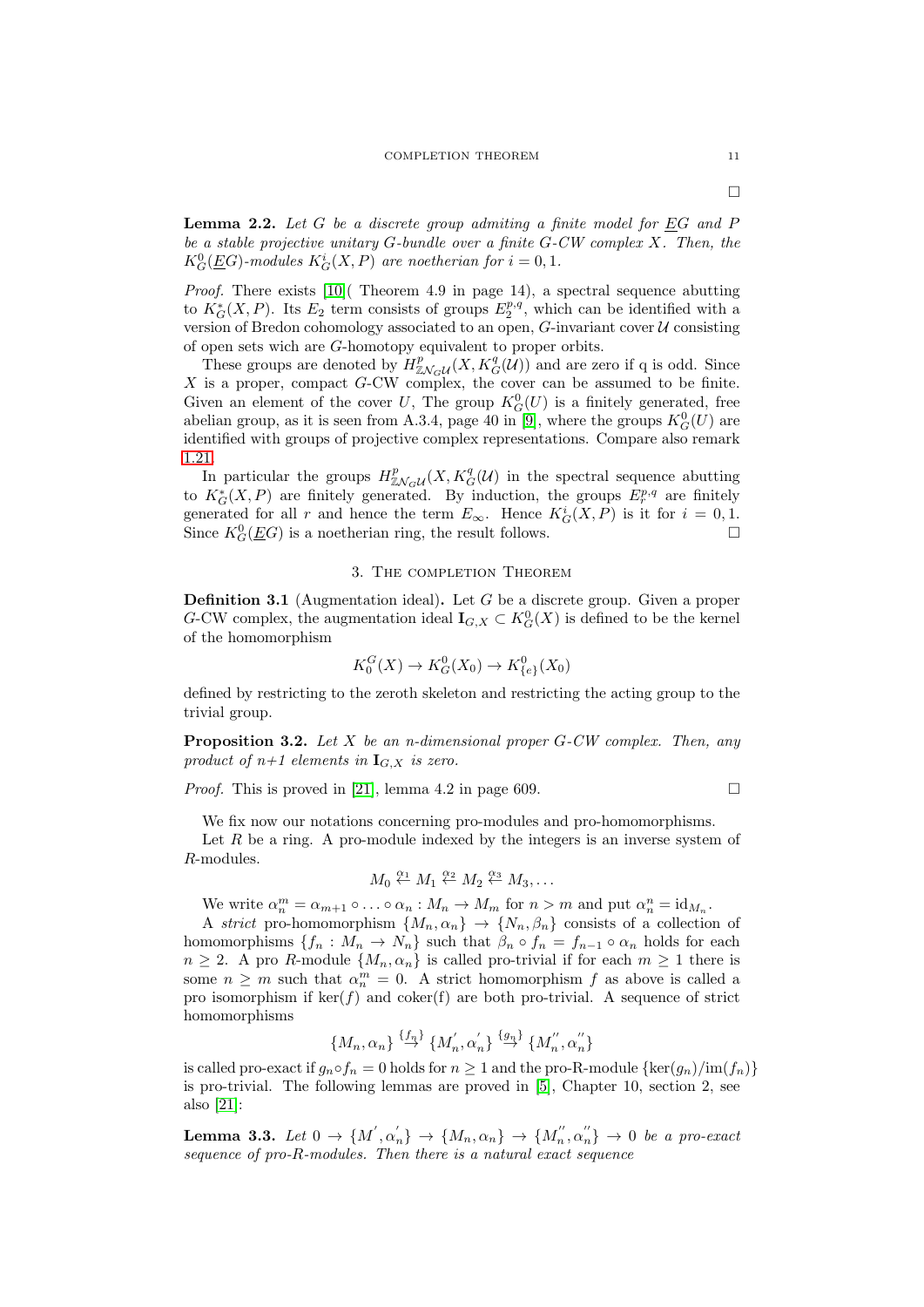□

**Lemma 2.2.** *Let $G$ be a discrete group admiting a finite model for $\underline{E}G$ and $P$ be a stable projective unitary $G$-bundle over a finite $G$-CW complex $X$. Then, the $K^0_G(\underline{E}G)$-modules $K^i_G(X, P)$ are noetherian for $i = 0, 1$.*

*Proof.* There exists [10]( Theorem 4.9 in page 14), a spectral sequence abutting to $K^*_G(X, P)$. Its $E_2$ term consists of groups $E_2^{p,q}$, which can be identified with a version of Bredon cohomology associated to an open, $G$-invariant cover $\mathcal{U}$ consisting of open sets wich are $G$-homotopy equivalent to proper orbits.

These groups are denoted by $H^p_{\mathbb{Z}\mathcal{N}_G\mathcal{U}}(X, K^q_G(\mathcal{U}))$ and are zero if q is odd. Since $X$ is a proper, compact $G$-CW complex, the cover can be assumed to be finite. Given an element of the cover $U$, The group $K^0_G(U)$ is a finitely generated, free abelian group, as it is seen from A.3.4, page 40 in [9], where the groups $K^0_G(U)$ are identified with groups of projective complex representations. Compare also remark 1.21.

In particular the groups $H^p_{\mathbb{Z}\mathcal{N}_G\mathcal{U}}(X, K^q_G(\mathcal{U})$ in the spectral sequence abutting to $K^*_G(X, P)$ are finitely generated. By induction, the groups $E_r^{p,q}$ are finitely generated for all $r$ and hence the term $E_\infty$. Hence $K^i_G(X, P)$ is it for $i = 0, 1$. Since $K^0_G(\underline{E}G)$ is a noetherian ring, the result follows. □

## 3. The completion Theorem

**Definition 3.1** (Augmentation ideal)**.** Let $G$ be a discrete group. Given a proper $G$-CW complex, the augmentation ideal $\mathbf{I}_{G,X} \subset K^0_G(X)$ is defined to be the kernel of the homomorphism

$$K_0^G(X) \to K^0_G(X_0) \to K^0_{\{e\}}(X_0)$$

defined by restricting to the zeroth skeleton and restricting the acting group to the trivial group.

**Proposition 3.2.** *Let $X$ be an $n$-dimensional proper $G$-CW complex. Then, any product of $n$+1 elements in $\mathbf{I}_{G,X}$ is zero.*

*Proof.* This is proved in [21], lemma 4.2 in page 609. □

We fix now our notations concerning pro-modules and pro-homomorphisms.

Let $R$ be a ring. A pro-module indexed by the integers is an inverse system of $R$-modules.

$$M_0 \overset{\alpha_1}{\leftarrow} M_1 \overset{\alpha_2}{\leftarrow} M_2 \overset{\alpha_3}{\leftarrow} M_3, \ldots$$

We write $\alpha^m_n = \alpha_{m+1} \circ \ldots \circ \alpha_n : M_n \to M_m$ for $n > m$ and put $\alpha^n_n = \mathrm{id}_{M_n}$.

A *strict* pro-homomorphism $\{M_n, \alpha_n\} \to \{N_n, \beta_n\}$ consists of a collection of homomorphisms $\{f_n : M_n \to N_n\}$ such that $\beta_n \circ f_n = f_{n-1} \circ \alpha_n$ holds for each $n \geq 2$. A pro $R$-module $\{M_n, \alpha_n\}$ is called pro-trivial if for each $m \geq 1$ there is some $n \geq m$ such that $\alpha^m_n = 0$. A strict homomorphism $f$ as above is called a pro isomorphism if $\ker(f)$ and coker(f) are both pro-trivial. A sequence of strict homomorphisms

$$\{M_n, \alpha_n\} \overset{\{f_n\}}{\to} \{M^{'}_n, \alpha^{'}_n\} \overset{\{g_n\}}{\to} \{M^{''}_n, \alpha^{''}_n\}$$

is called pro-exact if $g_n \circ f_n = 0$ holds for $n \geq 1$ and the pro-R-module $\{\ker(g_n)/\mathrm{im}(f_n)\}$ is pro-trivial. The following lemmas are proved in [5], Chapter 10, section 2, see also [21]:

**Lemma 3.3.** *Let $0 \to \{M^{'}, \alpha^{'}_n\} \to \{M_n, \alpha_n\} \to \{M^{''}_n, \alpha^{''}_n\} \to 0$ be a pro-exact sequence of pro-$R$-modules. Then there is a natural exact sequence*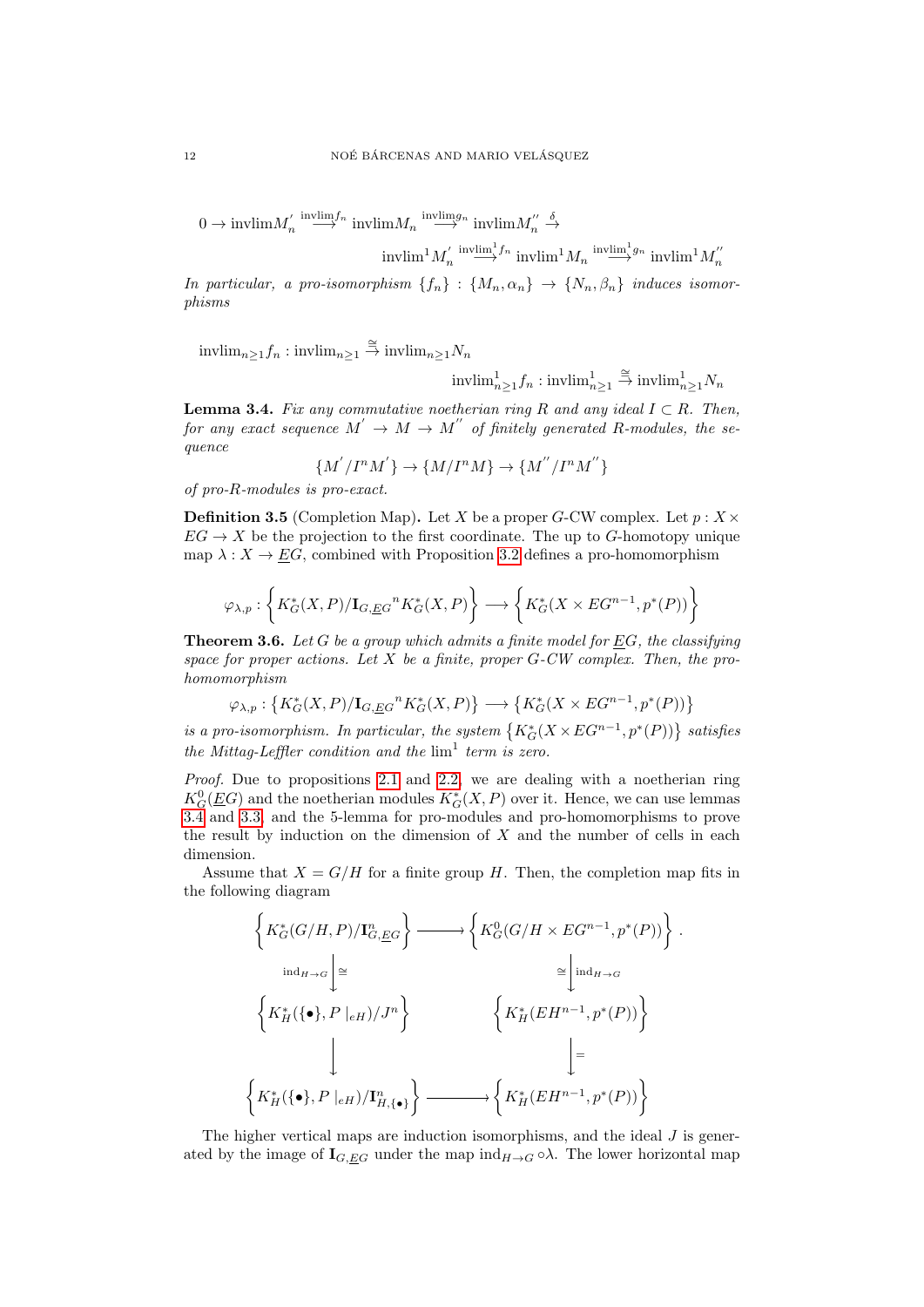$$0 \to \mathrm{invlim} M_n^{'} \overset{\mathrm{invlim} f_n}{\longrightarrow} \mathrm{invlim} M_n \overset{\mathrm{invlim} g_n}{\longrightarrow} \mathrm{invlim} M_n^{''} \overset{\delta}{\to}$$

$$\mathrm{invlim}^1 M_n^{'} \overset{\mathrm{invlim}^1 f_n}{\longrightarrow} \mathrm{invlim}^1 M_n \overset{\mathrm{invlim}^1 g_n}{\longrightarrow} \mathrm{invlim}^1 M_n^{''}$$

*In particular, a pro-isomorphism $\{f_n\} : \{M_n, \alpha_n\} \to \{N_n, \beta_n\}$ induces isomorphisms*

$$\mathrm{invlim}_{n\geq 1} f_n : \mathrm{invlim}_{n\geq 1} \overset{\cong}{\to} \mathrm{invlim}_{n\geq 1} N_n$$

$$\mathrm{invlim}^1_{n\geq 1} f_n : \mathrm{invlim}^1_{n\geq 1} \overset{\cong}{\to} \mathrm{invlim}^1_{n\geq 1} N_n$$

**Lemma 3.4.** *Fix any commutative noetherian ring $R$ and any ideal $I \subset R$. Then, for any exact sequence $M^{'} \to M \to M^{''}$ of finitely generated $R$-modules, the sequence*

$$\{M^{'}/I^n M^{'}\} \to \{M/I^n M\} \to \{M^{''}/I^n M^{''}\}$$

*of pro-$R$-modules is pro-exact.*

**Definition 3.5** (Completion Map)**.** Let $X$ be a proper $G$-CW complex. Let $p : X \times EG \to X$ be the projection to the first coordinate. The up to $G$-homotopy unique map $\lambda : X \to \underline{E}G$, combined with Proposition 3.2 defines a pro-homomorphism

$$\varphi_{\lambda,p} : \left\{ K_G^*(X,P)/\mathbf{I}_{G,\underline{E}G}{}^n K_G^*(X,P) \right\} \longrightarrow \left\{ K_G^*(X \times EG^{n-1}, p^*(P)) \right\}$$

**Theorem 3.6.** *Let $G$ be a group which admits a finite model for $\underline{E}G$, the classifying space for proper actions. Let $X$ be a finite, proper $G$-CW complex. Then, the pro-homomorphism*

$$\varphi_{\lambda,p} : \left\{ K_G^*(X,P)/\mathbf{I}_{G,\underline{E}G}{}^n K_G^*(X,P) \right\} \longrightarrow \left\{ K_G^*(X \times EG^{n-1}, p^*(P)) \right\}$$

*is a pro-isomorphism. In particular, the system $\left\{ K_G^*(X \times EG^{n-1}, p^*(P)) \right\}$ satisfies the Mittag-Leffler condition and the $\lim^1$ term is zero.*

*Proof.* Due to propositions 2.1 and 2.2, we are dealing with a noetherian ring $K_G^0(\underline{E}G)$ and the noetherian modules $K_G^*(X,P)$ over it. Hence, we can use lemmas 3.4 and 3.3, and the 5-lemma for pro-modules and pro-homomorphisms to prove the result by induction on the dimension of $X$ and the number of cells in each dimension.

Assume that $X = G/H$ for a finite group $H$. Then, the completion map fits in the following diagram

$$\begin{array}{ccc}
\left\{ K_G^*(G/H,P)/\mathbf{I}^n_{G,\underline{E}G} \right\} & \longrightarrow & \left\{ K_G^0(G/H \times EG^{n-1}, p^*(P)) \right\} . \\
\Big\downarrow {\scriptstyle \mathrm{ind}_{H\to G}\ \cong} & & \Big\downarrow {\scriptstyle \cong\ \mathrm{ind}_{H\to G}} \\
\left\{ K_H^*(\{\bullet\}, P\mid_{eH})/J^n \right\} & & \left\{ K_H^*(EH^{n-1}, p^*(P)) \right\} \\
\Big\downarrow & & \Big\downarrow {\scriptstyle =} \\
\left\{ K_H^*(\{\bullet\}, P\mid_{eH})/\mathbf{I}^n_{H,\{\bullet\}} \right\} & \longrightarrow & \left\{ K_H^*(EH^{n-1}, p^*(P)) \right\}
\end{array}$$

The higher vertical maps are induction isomorphisms, and the ideal $J$ is generated by the image of $\mathbf{I}_{G,\underline{E}G}$ under the map $\mathrm{ind}_{H\to G} \circ \lambda$. The lower horizontal map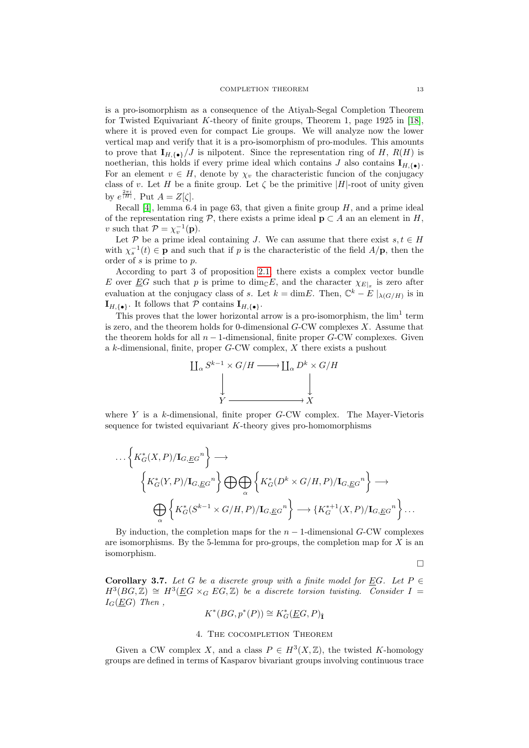is a pro-isomorphism as a consequence of the Atiyah-Segal Completion Theorem for Twisted Equivariant $K$-theory of finite groups, Theorem 1, page 1925 in [18], where it is proved even for compact Lie groups. We will analyze now the lower vertical map and verify that it is a pro-isomorphism of pro-modules. This amounts to prove that $\mathbf{I}_{H,\{\bullet\}}/J$ is nilpotent. Since the representation ring of $H$, $R(H)$ is noetherian, this holds if every prime ideal which contains $J$ also contains $\mathbf{I}_{H,\{\bullet\}}$. For an element $v \in H$, denote by $\chi_v$ the characteristic funcion of the conjugacy class of $v$. Let $H$ be a finite group. Let $\zeta$ be the primitive $|H|$-root of unity given by $e^{\frac{2\pi i}{|H|}}$. Put $A = Z[\zeta]$.

Recall [4], lemma 6.4 in page 63, that given a finite group $H$, and a prime ideal of the representation ring $\mathcal{P}$, there exists a prime ideal $\mathbf{p} \subset A$ an an element in $H$, $v$ such that $\mathcal{P} = \chi_v^{-1}(\mathbf{p})$.

Let $\mathcal{P}$ be a prime ideal containing $J$. We can assume that there exist $s, t \in H$ with $\chi_s^{-1}(t) \in \mathbf{p}$ and such that if $p$ is the characteristic of the field $A/\mathbf{p}$, then the order of $s$ is prime to $p$.

According to part 3 of proposition 2.1, there exists a complex vector bundle $E$ over $\underline{E}G$ such that $p$ is prime to $\dim_{\mathbb{C}} E$, and the character $\chi_{E|_x}$ is zero after evaluation at the conjugacy class of $s$. Let $k = \dim E$. Then, $\mathbb{C}^k - E\mid_{\lambda(G/H)}$ is in $\mathbf{I}_{H,\{\bullet\}}$. It follows that $\mathcal{P}$ contains $\mathbf{I}_{H,\{\bullet\}}$.

This proves that the lower horizontal arrow is a pro-isomorphism, the $\lim^1$ term is zero, and the theorem holds for 0-dimensional $G$-CW complexes $X$. Assume that the theorem holds for all $n-1$-dimensional, finite proper $G$-CW complexes. Given a $k$-dimensional, finite, proper $G$-CW complex, $X$ there exists a pushout

$$\begin{array}{ccc} \coprod_\alpha S^{k-1} \times G/H & \longrightarrow & \coprod_\alpha D^k \times G/H \\ \downarrow & & \downarrow \\ Y & \longrightarrow & X \end{array}$$

where $Y$ is a $k$-dimensional, finite proper $G$-CW complex. The Mayer-Vietoris sequence for twisted equivariant $K$-theory gives pro-homomorphisms

$$\begin{aligned} \ldots \left\{ K_G^*(X,P)/{\mathbf{I}_{G,\underline{E}G}}^n \right\} &\longrightarrow \\ \left\{ K_G^*(Y,P)/{\mathbf{I}_{G,\underline{E}G}}^n \right\} \bigoplus \bigoplus_\alpha \left\{ K_G^*(D^k \times G/H, P)/{\mathbf{I}_{G,\underline{E}G}}^n \right\} &\longrightarrow \\ \bigoplus_\alpha \left\{ K_G^*(S^{k-1} \times G/H, P)/{\mathbf{I}_{G,\underline{E}G}}^n \right\} &\longrightarrow \{ K_G^{*+1}(X,P)/{\mathbf{I}_{G,\underline{E}G}}^n \right\} \ldots \end{aligned}$$

By induction, the completion maps for the $n-1$-dimensional $G$-CW complexes are isomorphisms. By the 5-lemma for pro-groups, the completion map for $X$ is an isomorphism.

□

**Corollary 3.7.** *Let $G$ be a discrete group with a finite model for $\underline{E}G$. Let $P \in H^3(BG, \mathbb{Z}) \cong H^3(\underline{E}G \times_G EG, \mathbb{Z})$ be a discrete torsion twisting. Consider $I = I_G(\underline{E}G)$ Then ,*

$$K^*(BG, p^*(P)) \cong K_G^*(\underline{E}G, P)_{\hat{\mathbf{I}}}$$

## 4. The cocompletion Theorem

Given a CW complex $X$, and a class $P \in H^3(X, \mathbb{Z})$, the twisted $K$-homology groups are defined in terms of Kasparov bivariant groups involving continuous trace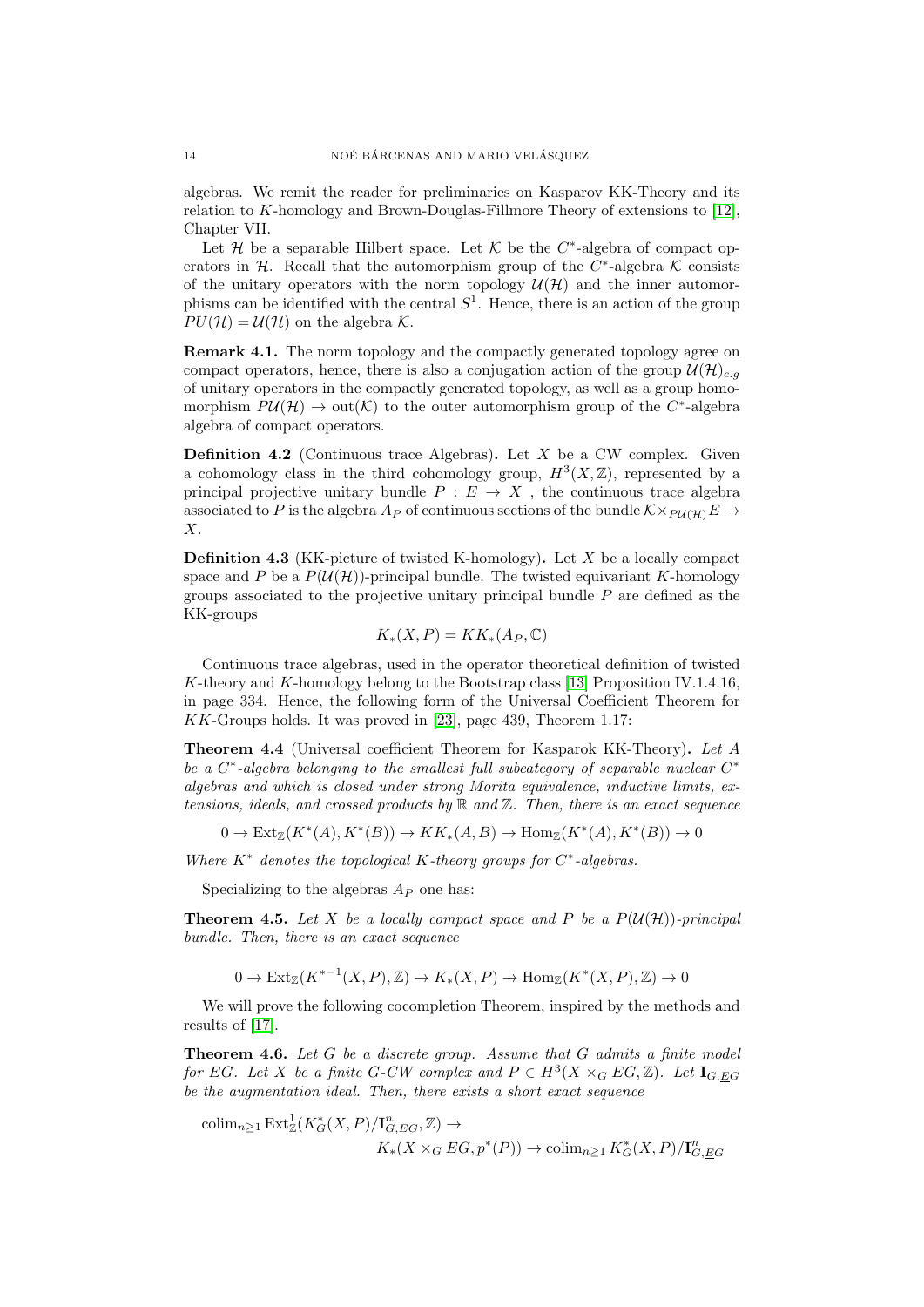algebras. We remit the reader for preliminaries on Kasparov KK-Theory and its relation to $K$-homology and Brown-Douglas-Fillmore Theory of extensions to [12], Chapter VII.

Let $\mathcal{H}$ be a separable Hilbert space. Let $\mathcal{K}$ be the $C^*$-algebra of compact operators in $\mathcal{H}$. Recall that the automorphism group of the $C^*$-algebra $\mathcal{K}$ consists of the unitary operators with the norm topology $\mathcal{U}(\mathcal{H})$ and the inner automorphisms can be identified with the central $S^1$. Hence, there is an action of the group $PU(\mathcal{H}) = \mathcal{U}(\mathcal{H})$ on the algebra $\mathcal{K}$.

**Remark 4.1.** The norm topology and the compactly generated topology agree on compact operators, hence, there is also a conjugation action of the group $\mathcal{U}(\mathcal{H})_{c.g}$ of unitary operators in the compactly generated topology, as well as a group homomorphism $P\mathcal{U}(\mathcal{H}) \to \mathrm{out}(\mathcal{K})$ to the outer automorphism group of the $C^*$-algebra algebra of compact operators.

**Definition 4.2** (Continuous trace Algebras)**.** Let $X$ be a CW complex. Given a cohomology class in the third cohomology group, $H^3(X, \mathbb{Z})$, represented by a principal projective unitary bundle $P : E \to X$ , the continuous trace algebra associated to $P$ is the algebra $A_P$ of continuous sections of the bundle $\mathcal{K} \times_{P\mathcal{U}(\mathcal{H})} E \to X$.

**Definition 4.3** (KK-picture of twisted K-homology)**.** Let $X$ be a locally compact space and $P$ be a $P(\mathcal{U}(\mathcal{H}))$-principal bundle. The twisted equivariant $K$-homology groups associated to the projective unitary principal bundle $P$ are defined as the KK-groups

$$K_*(X, P) = KK_*(A_P, \mathbb{C})$$

Continuous trace algebras, used in the operator theoretical definition of twisted $K$-theory and $K$-homology belong to the Bootstrap class [13] Proposition IV.1.4.16, in page 334. Hence, the following form of the Universal Coefficient Theorem for $KK$-Groups holds. It was proved in [23], page 439, Theorem 1.17:

**Theorem 4.4** (Universal coefficient Theorem for Kasparok KK-Theory)**.** *Let $A$ be a $C^*$-algebra belonging to the smallest full subcategory of separable nuclear $C^*$ algebras and which is closed under strong Morita equivalence, inductive limits, extensions, ideals, and crossed products by $\mathbb{R}$ and $\mathbb{Z}$. Then, there is an exact sequence*

$$0 \to \mathrm{Ext}_{\mathbb{Z}}(K^*(A), K^*(B)) \to KK_*(A, B) \to \mathrm{Hom}_{\mathbb{Z}}(K^*(A), K^*(B)) \to 0$$

*Where $K^*$ denotes the topological $K$-theory groups for $C^*$-algebras.*

Specializing to the algebras $A_P$ one has:

**Theorem 4.5.** *Let $X$ be a locally compact space and $P$ be a $P(\mathcal{U}(\mathcal{H}))$-principal bundle. Then, there is an exact sequence*

$$0 \to \mathrm{Ext}_{\mathbb{Z}}(K^{*-1}(X, P), \mathbb{Z}) \to K_*(X, P) \to \mathrm{Hom}_{\mathbb{Z}}(K^*(X, P), \mathbb{Z}) \to 0$$

We will prove the following cocompletion Theorem, inspired by the methods and results of [17].

**Theorem 4.6.** *Let $G$ be a discrete group. Assume that $G$ admits a finite model for $\underline{E}G$. Let $X$ be a finite $G$-CW complex and $P \in H^3(X \times_G EG, \mathbb{Z})$. Let $\mathbf{I}_{G,\underline{E}G}$ be the augmentation ideal. Then, there exists a short exact sequence*

$$\mathrm{colim}_{n\geq 1} \mathrm{Ext}^1_{\mathbb{Z}}(K^*_G(X, P)/\mathbf{I}^n_{G,\underline{E}G}, \mathbb{Z}) \to$$
$$K_*(X \times_G EG, p^*(P)) \to \mathrm{colim}_{n\geq 1} K^*_G(X, P)/\mathbf{I}^n_{G,\underline{E}G}$$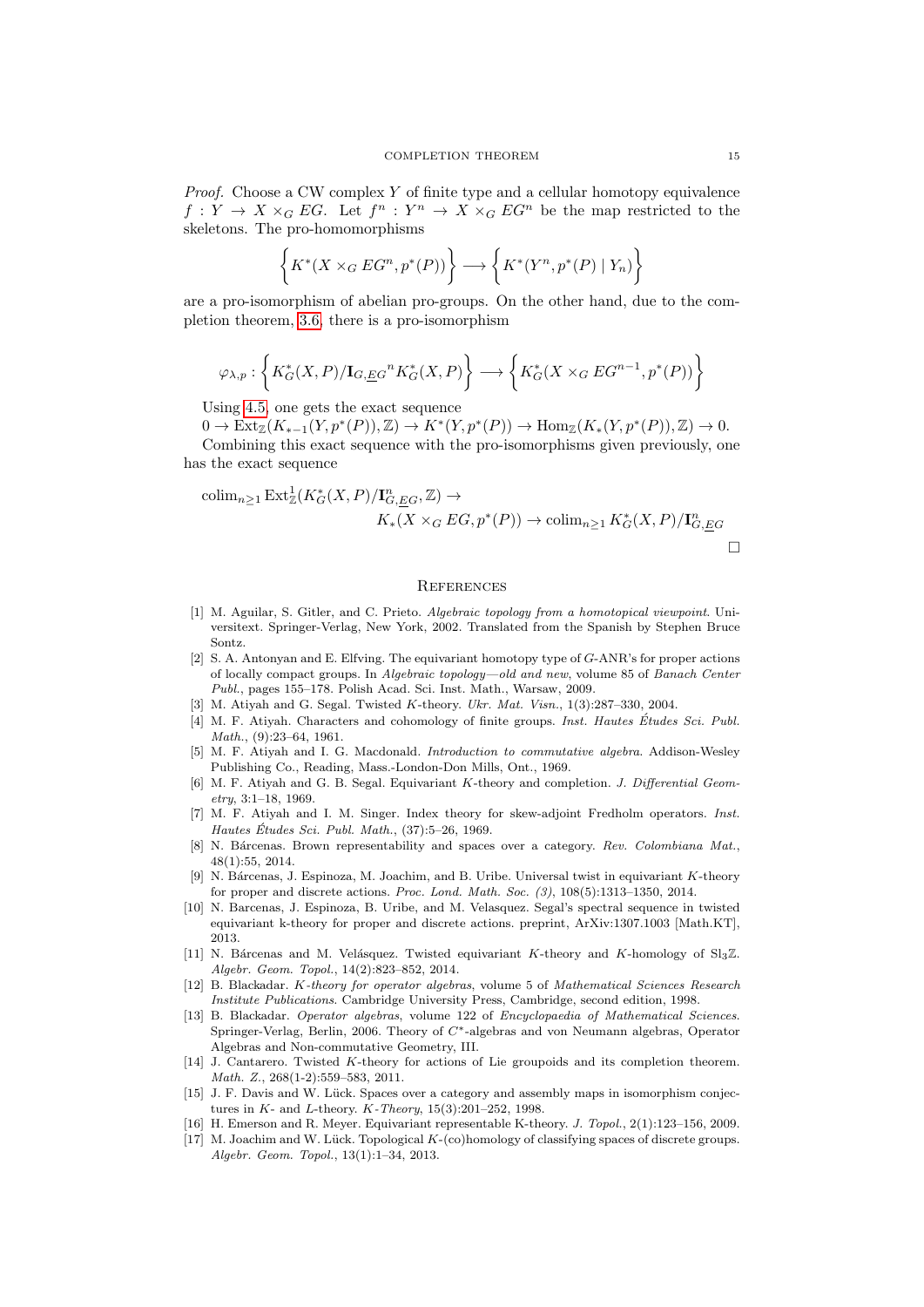*Proof.* Choose a CW complex $Y$ of finite type and a cellular homotopy equivalence $f : Y \to X \times_G EG$. Let $f^n : Y^n \to X \times_G EG^n$ be the map restricted to the skeletons. The pro-homomorphisms

$$\left\{ K^*(X \times_G EG^n, p^*(P)) \right\} \longrightarrow \left\{ K^*(Y^n, p^*(P) \mid Y_n) \right\}$$

are a pro-isomorphism of abelian pro-groups. On the other hand, due to the completion theorem, 3.6, there is a pro-isomorphism

$$\varphi_{\lambda,p} : \left\{ K^*_G(X,P)/{\mathbf{I}_{G,\underline{E}G}}^n K^*_G(X,P) \right\} \longrightarrow \left\{ K^*_G(X \times_G EG^{n-1}, p^*(P)) \right\}$$

Using 4.5, one gets the exact sequence

$0 \to \mathrm{Ext}_{\mathbb{Z}}(K_{*-1}(Y, p^*(P)), \mathbb{Z}) \to K^*(Y, p^*(P)) \to \mathrm{Hom}_{\mathbb{Z}}(K_*(Y, p^*(P)), \mathbb{Z}) \to 0.$

Combining this exact sequence with the pro-isomorphisms given previously, one has the exact sequence

$$\mathrm{colim}_{n\geq 1} \mathrm{Ext}^1_{\mathbb{Z}}(K^*_G(X,P)/\mathbf{I}^n_{G,\underline{E}G}, \mathbb{Z}) \to K_*(X \times_G EG, p^*(P)) \to \mathrm{colim}_{n\geq 1} K^*_G(X,P)/\mathbf{I}^n_{G,\underline{E}G}$$

□

## References

[1] M. Aguilar, S. Gitler, and C. Prieto. *Algebraic topology from a homotopical viewpoint*. Universitext. Springer-Verlag, New York, 2002. Translated from the Spanish by Stephen Bruce Sontz.

[2] S. A. Antonyan and E. Elfving. The equivariant homotopy type of $G$-ANR's for proper actions of locally compact groups. In *Algebraic topology—old and new*, volume 85 of *Banach Center Publ.*, pages 155–178. Polish Acad. Sci. Inst. Math., Warsaw, 2009.

[3] M. Atiyah and G. Segal. Twisted $K$-theory. *Ukr. Mat. Visn.*, 1(3):287–330, 2004.

[4] M. F. Atiyah. Characters and cohomology of finite groups. *Inst. Hautes Études Sci. Publ. Math.*, (9):23–64, 1961.

[5] M. F. Atiyah and I. G. Macdonald. *Introduction to commutative algebra*. Addison-Wesley Publishing Co., Reading, Mass.-London-Don Mills, Ont., 1969.

[6] M. F. Atiyah and G. B. Segal. Equivariant $K$-theory and completion. *J. Differential Geometry*, 3:1–18, 1969.

[7] M. F. Atiyah and I. M. Singer. Index theory for skew-adjoint Fredholm operators. *Inst. Hautes Études Sci. Publ. Math.*, (37):5–26, 1969.

[8] N. Bárcenas. Brown representability and spaces over a category. *Rev. Colombiana Mat.*, 48(1):55, 2014.

[9] N. Bárcenas, J. Espinoza, M. Joachim, and B. Uribe. Universal twist in equivariant $K$-theory for proper and discrete actions. *Proc. Lond. Math. Soc. (3)*, 108(5):1313–1350, 2014.

[10] N. Barcenas, J. Espinoza, B. Uribe, and M. Velasquez. Segal's spectral sequence in twisted equivariant k-theory for proper and discrete actions. preprint, ArXiv:1307.1003 [Math.KT], 2013.

[11] N. Bárcenas and M. Velásquez. Twisted equivariant $K$-theory and $K$-homology of $\mathrm{Sl}_3\mathbb{Z}$. *Algebr. Geom. Topol.*, 14(2):823–852, 2014.

[12] B. Blackadar. *K-theory for operator algebras*, volume 5 of *Mathematical Sciences Research Institute Publications*. Cambridge University Press, Cambridge, second edition, 1998.

[13] B. Blackadar. *Operator algebras*, volume 122 of *Encyclopaedia of Mathematical Sciences*. Springer-Verlag, Berlin, 2006. Theory of $C^*$-algebras and von Neumann algebras, Operator Algebras and Non-commutative Geometry, III.

[14] J. Cantarero. Twisted $K$-theory for actions of Lie groupoids and its completion theorem. *Math. Z.*, 268(1-2):559–583, 2011.

[15] J. F. Davis and W. Lück. Spaces over a category and assembly maps in isomorphism conjectures in $K$- and $L$-theory. *K-Theory*, 15(3):201–252, 1998.

[16] H. Emerson and R. Meyer. Equivariant representable K-theory. *J. Topol.*, 2(1):123–156, 2009.

[17] M. Joachim and W. Lück. Topological $K$-(co)homology of classifying spaces of discrete groups. *Algebr. Geom. Topol.*, 13(1):1–34, 2013.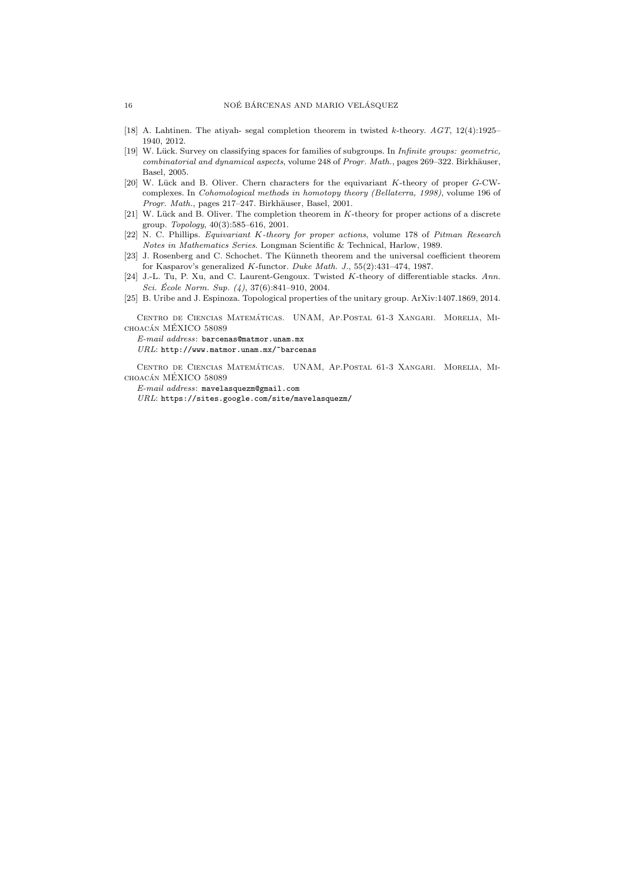[18] A. Lahtinen. The atiyah- segal completion theorem in twisted $k$-theory. *AGT*, 12(4):1925–1940, 2012.

[19] W. Lück. Survey on classifying spaces for families of subgroups. In *Infinite groups: geometric, combinatorial and dynamical aspects*, volume 248 of *Progr. Math.*, pages 269–322. Birkhäuser, Basel, 2005.

[20] W. Lück and B. Oliver. Chern characters for the equivariant $K$-theory of proper $G$-CW-complexes. In *Cohomological methods in homotopy theory (Bellaterra, 1998)*, volume 196 of *Progr. Math.*, pages 217–247. Birkhäuser, Basel, 2001.

[21] W. Lück and B. Oliver. The completion theorem in $K$-theory for proper actions of a discrete group. *Topology*, 40(3):585–616, 2001.

[22] N. C. Phillips. *Equivariant $K$-theory for proper actions*, volume 178 of *Pitman Research Notes in Mathematics Series*. Longman Scientific & Technical, Harlow, 1989.

[23] J. Rosenberg and C. Schochet. The Künneth theorem and the universal coefficient theorem for Kasparov's generalized $K$-functor. *Duke Math. J.*, 55(2):431–474, 1987.

[24] J.-L. Tu, P. Xu, and C. Laurent-Gengoux. Twisted $K$-theory of differentiable stacks. *Ann. Sci. École Norm. Sup. (4)*, 37(6):841–910, 2004.

[25] B. Uribe and J. Espinoza. Topological properties of the unitary group. ArXiv:1407.1869, 2014.

Centro de Ciencias Matemáticas. UNAM, Ap.Postal 61-3 Xangari. Morelia, Michoacán MÉXICO 58089

*E-mail address*: barcenas@matmor.unam.mx

*URL*: http://www.matmor.unam.mx/~barcenas

Centro de Ciencias Matemáticas. UNAM, Ap.Postal 61-3 Xangari. Morelia, Michoacán MÉXICO 58089

*E-mail address*: mavelasquezm@gmail.com

*URL*: https://sites.google.com/site/mavelasquezm/